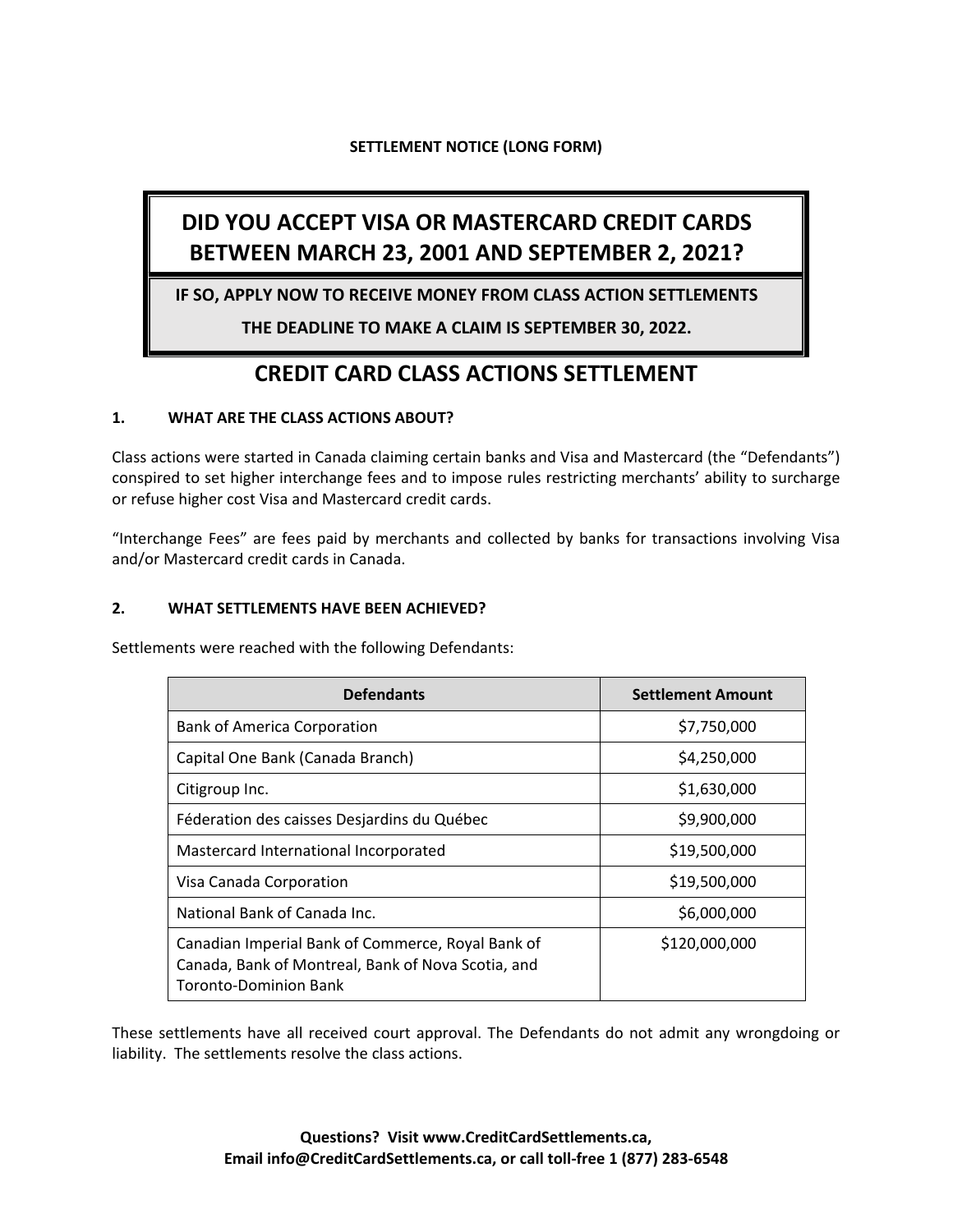**SETTLEMENT NOTICE (LONG FORM)**

# DID YOU ACCEPT VISA OR MASTERCARD CREDIT CARDS BETWEEN MARCH 23, 2001 AND SEPTEMBER 2, 2021?

**IF SO, APPLY NOW TO RECEIVE MONEY FROM CLASS ACTION SETTLEMENTS**

**THE DEADLINE TO MAKE A CLAIM IS SEPTEMBER 30, 2022.**

# CREDIT CARD CLASS ACTIONS SETTLEMENT

## 1. WHAT ARE THE CLASS ACTIONS ABOUT?

Class actions were started in Canada claiming certain banks and Visa and Mastercard (the "Defendants") conspired to set higher interchange fees and to impose rules restricting merchants' ability to surcharge or refuse higher cost Visa and Mastercard credit cards.

"Interchange Fees" are fees paid by merchants and collected by banks for transactions involving Visa and/or Mastercard credit cards in Canada.

## 2. WHAT SETTLEMENTS HAVE BEEN ACHIEVED?

Settlements were reached with the following Defendants:

| Defendants | Settlement Amount |
|---|---|
| Bank of America Corporation | $7,750,000 |
| Capital One Bank (Canada Branch) | $4,250,000 |
| Citigroup Inc. | $1,630,000 |
| Féderation des caisses Desjardins du Québec | $9,900,000 |
| Mastercard International Incorporated | $19,500,000 |
| Visa Canada Corporation | $19,500,000 |
| National Bank of Canada Inc. | $6,000,000 |
| Canadian Imperial Bank of Commerce, Royal Bank of Canada, Bank of Montreal, Bank of Nova Scotia, and Toronto-Dominion Bank | $120,000,000 |

These settlements have all received court approval. The Defendants do not admit any wrongdoing or liability. The settlements resolve the class actions.

**Questions? Visit www.CreditCardSettlements.ca, Email info@CreditCardSettlements.ca, or call toll-free 1 (877) 283-6548**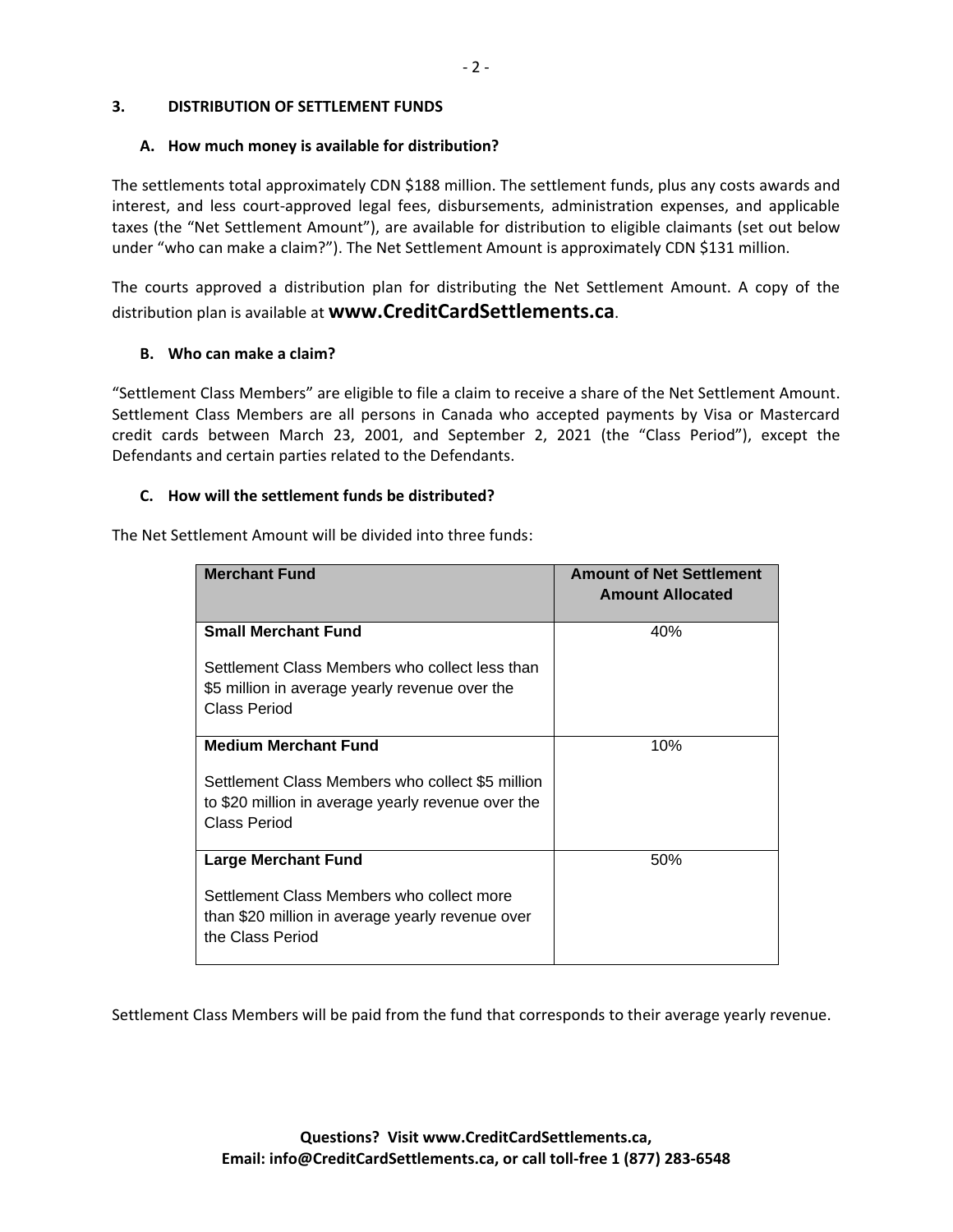## 3. DISTRIBUTION OF SETTLEMENT FUNDS

### A. How much money is available for distribution?

The settlements total approximately CDN $188 million. The settlement funds, plus any costs awards and interest, and less court-approved legal fees, disbursements, administration expenses, and applicable taxes (the "Net Settlement Amount"), are available for distribution to eligible claimants (set out below under "who can make a claim?"). The Net Settlement Amount is approximately CDN $131 million.

The courts approved a distribution plan for distributing the Net Settlement Amount. A copy of the distribution plan is available at **www.CreditCardSettlements.ca**.

### B. Who can make a claim?

"Settlement Class Members" are eligible to file a claim to receive a share of the Net Settlement Amount. Settlement Class Members are all persons in Canada who accepted payments by Visa or Mastercard credit cards between March 23, 2001, and September 2, 2021 (the "Class Period"), except the Defendants and certain parties related to the Defendants.

### C. How will the settlement funds be distributed?

The Net Settlement Amount will be divided into three funds:

| Merchant Fund | Amount of Net Settlement Amount Allocated |
|---|---|
| **Small Merchant Fund**<br><br>Settlement Class Members who collect less than $5 million in average yearly revenue over the Class Period | 40% |
| **Medium Merchant Fund**<br><br>Settlement Class Members who collect $5 million to $20 million in average yearly revenue over the Class Period | 10% |
| **Large Merchant Fund**<br><br>Settlement Class Members who collect more than $20 million in average yearly revenue over the Class Period | 50% |

Settlement Class Members will be paid from the fund that corresponds to their average yearly revenue.

**Questions? Visit www.CreditCardSettlements.ca, Email: info@CreditCardSettlements.ca, or call toll-free 1 (877) 283-6548**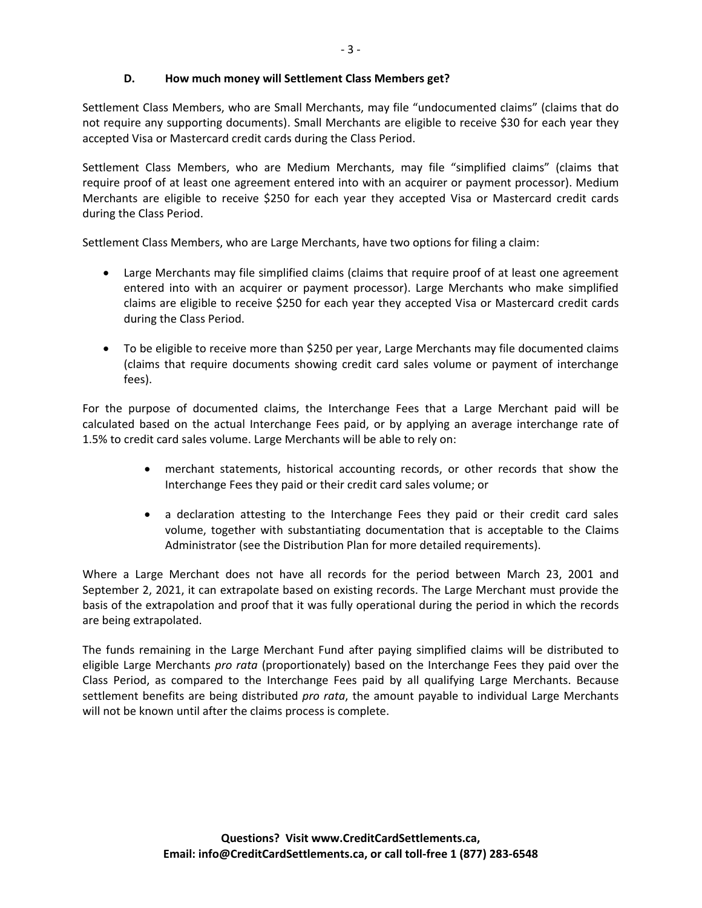### D. How much money will Settlement Class Members get?

Settlement Class Members, who are Small Merchants, may file "undocumented claims" (claims that do not require any supporting documents). Small Merchants are eligible to receive $30 for each year they accepted Visa or Mastercard credit cards during the Class Period.

Settlement Class Members, who are Medium Merchants, may file "simplified claims" (claims that require proof of at least one agreement entered into with an acquirer or payment processor). Medium Merchants are eligible to receive $250 for each year they accepted Visa or Mastercard credit cards during the Class Period.

Settlement Class Members, who are Large Merchants, have two options for filing a claim:

- Large Merchants may file simplified claims (claims that require proof of at least one agreement entered into with an acquirer or payment processor). Large Merchants who make simplified claims are eligible to receive $250 for each year they accepted Visa or Mastercard credit cards during the Class Period.
- To be eligible to receive more than $250 per year, Large Merchants may file documented claims (claims that require documents showing credit card sales volume or payment of interchange fees).

For the purpose of documented claims, the Interchange Fees that a Large Merchant paid will be calculated based on the actual Interchange Fees paid, or by applying an average interchange rate of 1.5% to credit card sales volume. Large Merchants will be able to rely on:

- merchant statements, historical accounting records, or other records that show the Interchange Fees they paid or their credit card sales volume; or
- a declaration attesting to the Interchange Fees they paid or their credit card sales volume, together with substantiating documentation that is acceptable to the Claims Administrator (see the Distribution Plan for more detailed requirements).

Where a Large Merchant does not have all records for the period between March 23, 2001 and September 2, 2021, it can extrapolate based on existing records. The Large Merchant must provide the basis of the extrapolation and proof that it was fully operational during the period in which the records are being extrapolated.

The funds remaining in the Large Merchant Fund after paying simplified claims will be distributed to eligible Large Merchants *pro rata* (proportionately) based on the Interchange Fees they paid over the Class Period, as compared to the Interchange Fees paid by all qualifying Large Merchants. Because settlement benefits are being distributed *pro rata*, the amount payable to individual Large Merchants will not be known until after the claims process is complete.

**Questions? Visit www.CreditCardSettlements.ca, Email: info@CreditCardSettlements.ca, or call toll-free 1 (877) 283-6548**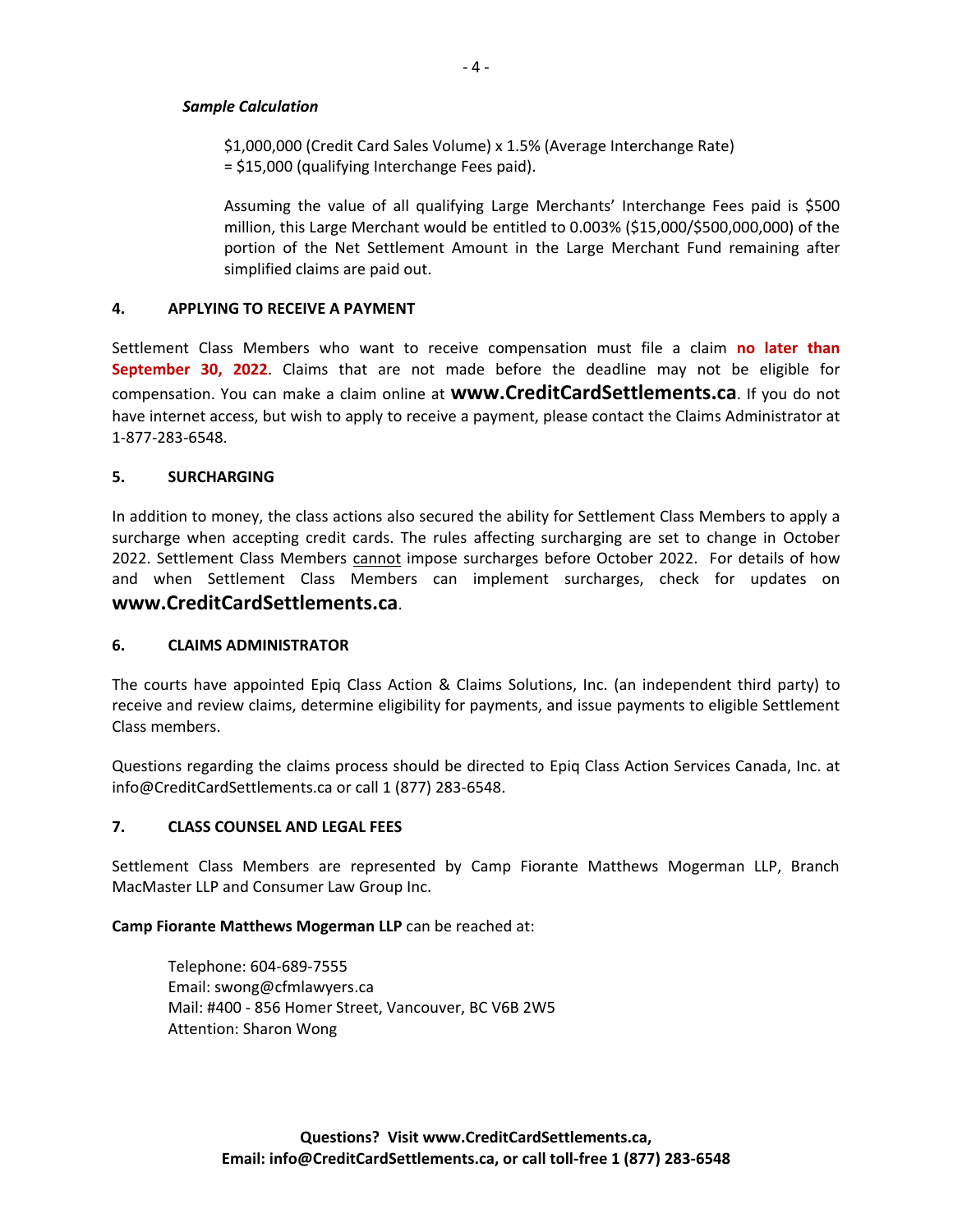***Sample Calculation***

$1,000,000 (Credit Card Sales Volume) x 1.5% (Average Interchange Rate)
= $15,000 (qualifying Interchange Fees paid).

Assuming the value of all qualifying Large Merchants' Interchange Fees paid is $500 million, this Large Merchant would be entitled to 0.003% ($15,000/$500,000,000) of the portion of the Net Settlement Amount in the Large Merchant Fund remaining after simplified claims are paid out.

## 4. APPLYING TO RECEIVE A PAYMENT

Settlement Class Members who want to receive compensation must file a claim **no later than September 30, 2022**. Claims that are not made before the deadline may not be eligible for compensation. You can make a claim online at **www.CreditCardSettlements.ca**. If you do not have internet access, but wish to apply to receive a payment, please contact the Claims Administrator at 1-877-283-6548.

## 5. SURCHARGING

In addition to money, the class actions also secured the ability for Settlement Class Members to apply a surcharge when accepting credit cards. The rules affecting surcharging are set to change in October 2022. Settlement Class Members cannot impose surcharges before October 2022. For details of how and when Settlement Class Members can implement surcharges, check for updates on **www.CreditCardSettlements.ca**.

## 6. CLAIMS ADMINISTRATOR

The courts have appointed Epiq Class Action & Claims Solutions, Inc. (an independent third party) to receive and review claims, determine eligibility for payments, and issue payments to eligible Settlement Class members.

Questions regarding the claims process should be directed to Epiq Class Action Services Canada, Inc. at info@CreditCardSettlements.ca or call 1 (877) 283-6548.

## 7. CLASS COUNSEL AND LEGAL FEES

Settlement Class Members are represented by Camp Fiorante Matthews Mogerman LLP, Branch MacMaster LLP and Consumer Law Group Inc.

**Camp Fiorante Matthews Mogerman LLP** can be reached at:

Telephone: 604-689-7555
Email: swong@cfmlawyers.ca
Mail: #400 - 856 Homer Street, Vancouver, BC V6B 2W5
Attention: Sharon Wong

**Questions? Visit www.CreditCardSettlements.ca,
Email: info@CreditCardSettlements.ca, or call toll-free 1 (877) 283-6548**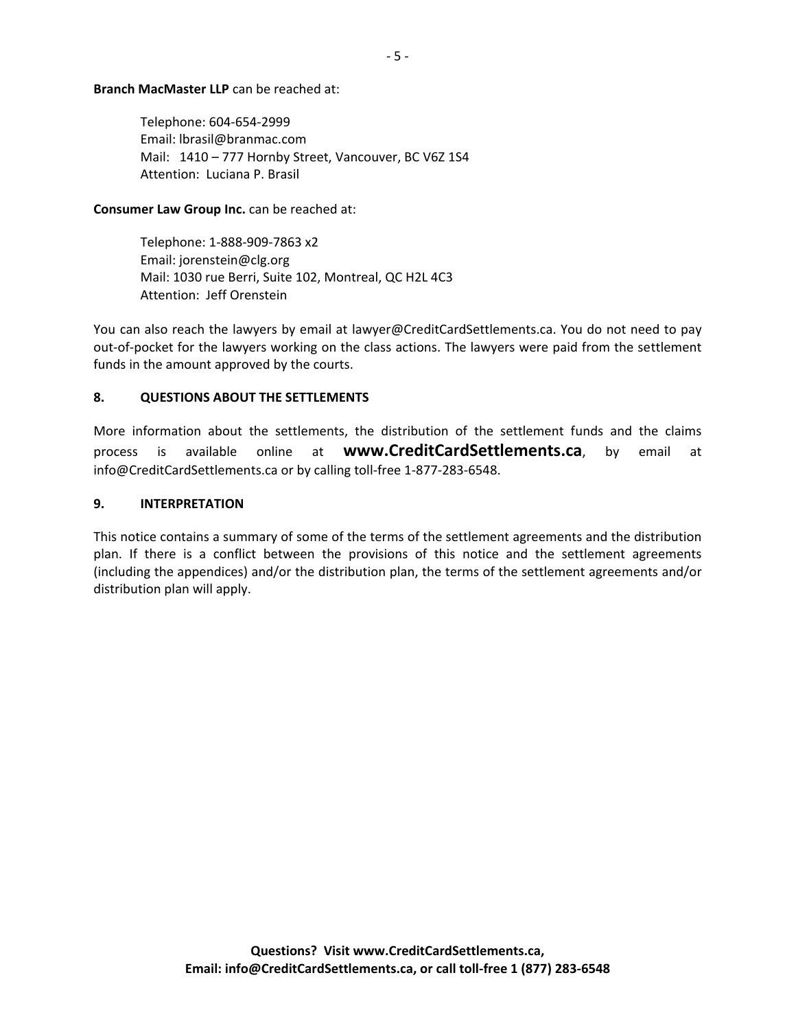**Branch MacMaster LLP** can be reached at:

> Telephone: 604-654-2999
> Email: lbrasil@branmac.com
> Mail: 1410 – 777 Hornby Street, Vancouver, BC V6Z 1S4
> Attention: Luciana P. Brasil

**Consumer Law Group Inc.** can be reached at:

> Telephone: 1-888-909-7863 x2
> Email: jorenstein@clg.org
> Mail: 1030 rue Berri, Suite 102, Montreal, QC H2L 4C3
> Attention: Jeff Orenstein

You can also reach the lawyers by email at lawyer@CreditCardSettlements.ca. You do not need to pay out-of-pocket for the lawyers working on the class actions. The lawyers were paid from the settlement funds in the amount approved by the courts.

## 8. QUESTIONS ABOUT THE SETTLEMENTS

More information about the settlements, the distribution of the settlement funds and the claims process is available online at **www.CreditCardSettlements.ca**, by email at info@CreditCardSettlements.ca or by calling toll-free 1-877-283-6548.

## 9. INTERPRETATION

This notice contains a summary of some of the terms of the settlement agreements and the distribution plan. If there is a conflict between the provisions of this notice and the settlement agreements (including the appendices) and/or the distribution plan, the terms of the settlement agreements and/or distribution plan will apply.